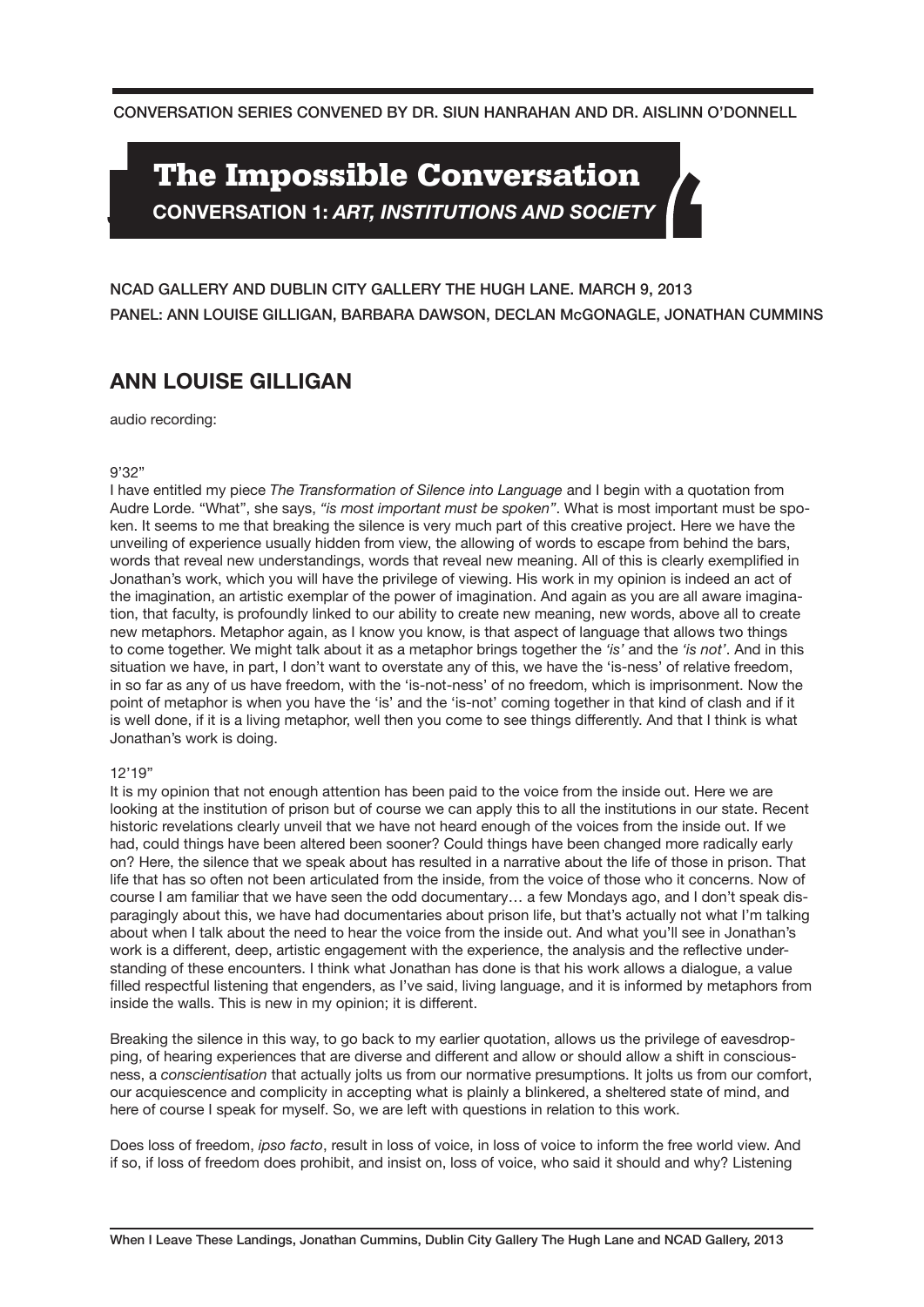CONVERSATION SERIES CONVENED BY DR. SIUN HANRAHAN AND DR. AISLINN O'DONNELL

# The Impossible Conversation

**CONVERSATION 1: *ART, INSTITUTIONS AND SOCIETY***

NCAD GALLERY AND DUBLIN CITY GALLERY THE HUGH LANE. MARCH 9, 2013
PANEL: ANN LOUISE GILLIGAN, BARBARA DAWSON, DECLAN McGONAGLE, JONATHAN CUMMINS

## ANN LOUISE GILLIGAN

audio recording:

9'32"
I have entitled my piece *The Transformation of Silence into Language* and I begin with a quotation from Audre Lorde. "What", she says, *"is most important must be spoken"*. What is most important must be spoken. It seems to me that breaking the silence is very much part of this creative project. Here we have the unveiling of experience usually hidden from view, the allowing of words to escape from behind the bars, words that reveal new understandings, words that reveal new meaning. All of this is clearly exemplified in Jonathan's work, which you will have the privilege of viewing. His work in my opinion is indeed an act of the imagination, an artistic exemplar of the power of imagination. And again as you are all aware imagination, that faculty, is profoundly linked to our ability to create new meaning, new words, above all to create new metaphors. Metaphor again, as I know you know, is that aspect of language that allows two things to come together. We might talk about it as a metaphor brings together the *'is'* and the *'is not'*. And in this situation we have, in part, I don't want to overstate any of this, we have the 'is-ness' of relative freedom, in so far as any of us have freedom, with the 'is-not-ness' of no freedom, which is imprisonment. Now the point of metaphor is when you have the 'is' and the 'is-not' coming together in that kind of clash and if it is well done, if it is a living metaphor, well then you come to see things differently. And that I think is what Jonathan's work is doing.

12'19"
It is my opinion that not enough attention has been paid to the voice from the inside out. Here we are looking at the institution of prison but of course we can apply this to all the institutions in our state. Recent historic revelations clearly unveil that we have not heard enough of the voices from the inside out. If we had, could things have been altered been sooner? Could things have been changed more radically early on? Here, the silence that we speak about has resulted in a narrative about the life of those in prison. That life that has so often not been articulated from the inside, from the voice of those who it concerns. Now of course I am familiar that we have seen the odd documentary… a few Mondays ago, and I don't speak disparagingly about this, we have had documentaries about prison life, but that's actually not what I'm talking about when I talk about the need to hear the voice from the inside out. And what you'll see in Jonathan's work is a different, deep, artistic engagement with the experience, the analysis and the reflective understanding of these encounters. I think what Jonathan has done is that his work allows a dialogue, a value filled respectful listening that engenders, as I've said, living language, and it is informed by metaphors from inside the walls. This is new in my opinion; it is different.

Breaking the silence in this way, to go back to my earlier quotation, allows us the privilege of eavesdropping, of hearing experiences that are diverse and different and allow or should allow a shift in consciousness, a *conscientisation* that actually jolts us from our normative presumptions. It jolts us from our comfort, our acquiescence and complicity in accepting what is plainly a blinkered, a sheltered state of mind, and here of course I speak for myself. So, we are left with questions in relation to this work.

Does loss of freedom, *ipso facto*, result in loss of voice, in loss of voice to inform the free world view. And if so, if loss of freedom does prohibit, and insist on, loss of voice, who said it should and why? Listening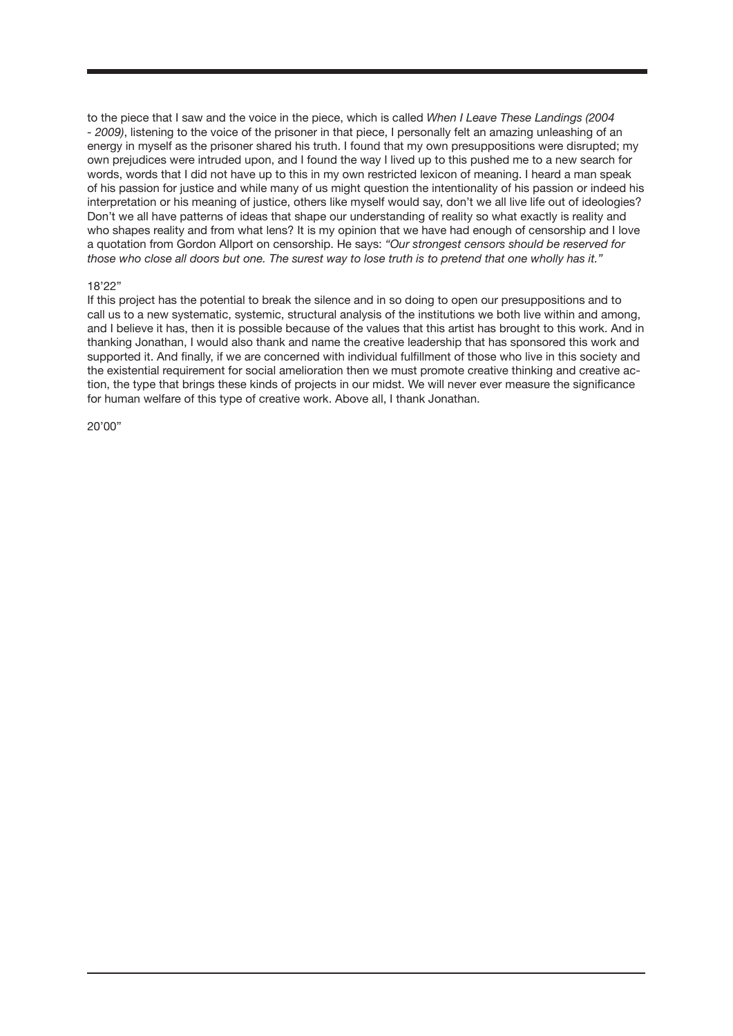to the piece that I saw and the voice in the piece, which is called *When I Leave These Landings (2004 - 2009)*, listening to the voice of the prisoner in that piece, I personally felt an amazing unleashing of an energy in myself as the prisoner shared his truth. I found that my own presuppositions were disrupted; my own prejudices were intruded upon, and I found the way I lived up to this pushed me to a new search for words, words that I did not have up to this in my own restricted lexicon of meaning. I heard a man speak of his passion for justice and while many of us might question the intentionality of his passion or indeed his interpretation or his meaning of justice, others like myself would say, don't we all live life out of ideologies? Don't we all have patterns of ideas that shape our understanding of reality so what exactly is reality and who shapes reality and from what lens? It is my opinion that we have had enough of censorship and I love a quotation from Gordon Allport on censorship. He says: *"Our strongest censors should be reserved for those who close all doors but one. The surest way to lose truth is to pretend that one wholly has it."*

18'22"

If this project has the potential to break the silence and in so doing to open our presuppositions and to call us to a new systematic, systemic, structural analysis of the institutions we both live within and among, and I believe it has, then it is possible because of the values that this artist has brought to this work. And in thanking Jonathan, I would also thank and name the creative leadership that has sponsored this work and supported it. And finally, if we are concerned with individual fulfillment of those who live in this society and the existential requirement for social amelioration then we must promote creative thinking and creative action, the type that brings these kinds of projects in our midst. We will never ever measure the significance for human welfare of this type of creative work. Above all, I thank Jonathan.

20'00"